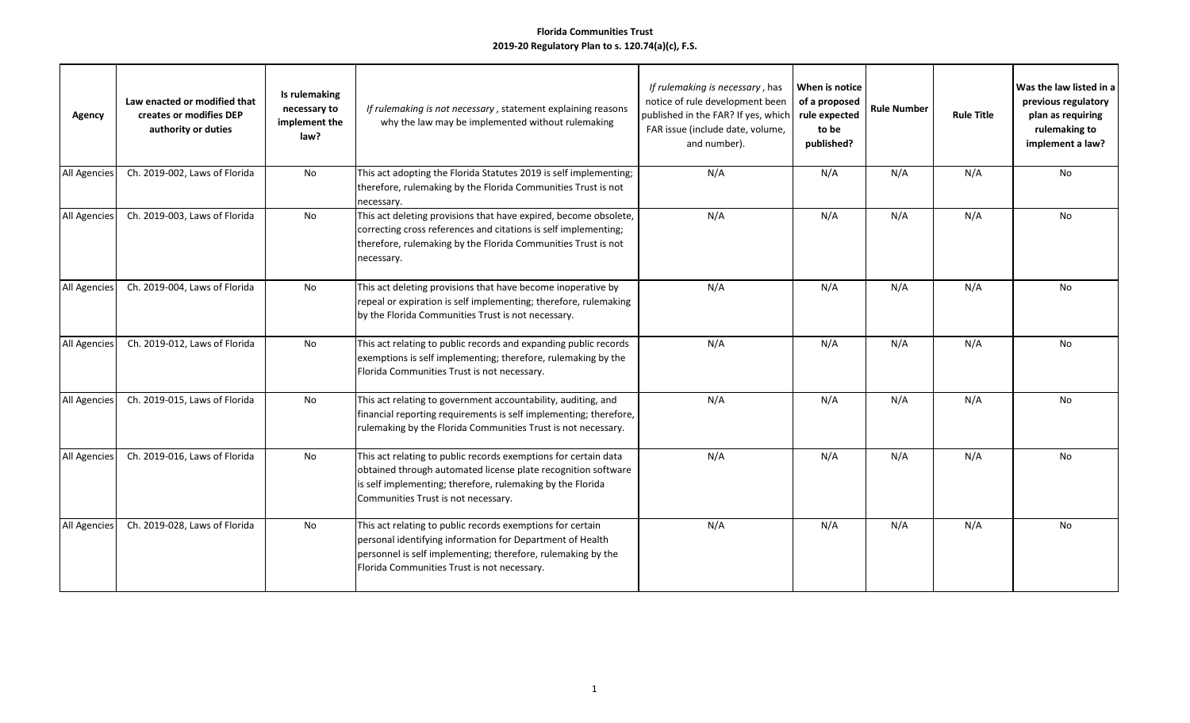# Florida Communities Trust

## 2019-20 Regulatory Plan to s. 120.74(a)(c), F.S.

| Agency | Law enacted or modified that creates or modifies DEP authority or duties | Is rulemaking necessary to implement the law? | *If rulemaking is not necessary*, statement explaining reasons why the law may be implemented without rulemaking | *If rulemaking is necessary*, has notice of rule development been published in the FAR? If yes, which FAR issue (include date, volume, and number). | When is notice of a proposed rule expected to be published? | Rule Number | Rule Title | Was the law listed in a previous regulatory plan as requiring rulemaking to implement a law? |
|---|---|---|---|---|---|---|---|---|
| All Agencies | Ch. 2019-002, Laws of Florida | No | This act adopting the Florida Statutes 2019 is self implementing; therefore, rulemaking by the Florida Communities Trust is not necessary. | N/A | N/A | N/A | N/A | No |
| All Agencies | Ch. 2019-003, Laws of Florida | No | This act deleting provisions that have expired, become obsolete, correcting cross references and citations is self implementing; therefore, rulemaking by the Florida Communities Trust is not necessary. | N/A | N/A | N/A | N/A | No |
| All Agencies | Ch. 2019-004, Laws of Florida | No | This act deleting provisions that have become inoperative by repeal or expiration is self implementing; therefore, rulemaking by the Florida Communities Trust is not necessary. | N/A | N/A | N/A | N/A | No |
| All Agencies | Ch. 2019-012, Laws of Florida | No | This act relating to public records and expanding public records exemptions is self implementing; therefore, rulemaking by the Florida Communities Trust is not necessary. | N/A | N/A | N/A | N/A | No |
| All Agencies | Ch. 2019-015, Laws of Florida | No | This act relating to government accountability, auditing, and financial reporting requirements is self implementing; therefore, rulemaking by the Florida Communities Trust is not necessary. | N/A | N/A | N/A | N/A | No |
| All Agencies | Ch. 2019-016, Laws of Florida | No | This act relating to public records exemptions for certain data obtained through automated license plate recognition software is self implementing; therefore, rulemaking by the Florida Communities Trust is not necessary. | N/A | N/A | N/A | N/A | No |
| All Agencies | Ch. 2019-028, Laws of Florida | No | This act relating to public records exemptions for certain personal identifying information for Department of Health personnel is self implementing; therefore, rulemaking by the Florida Communities Trust is not necessary. | N/A | N/A | N/A | N/A | No |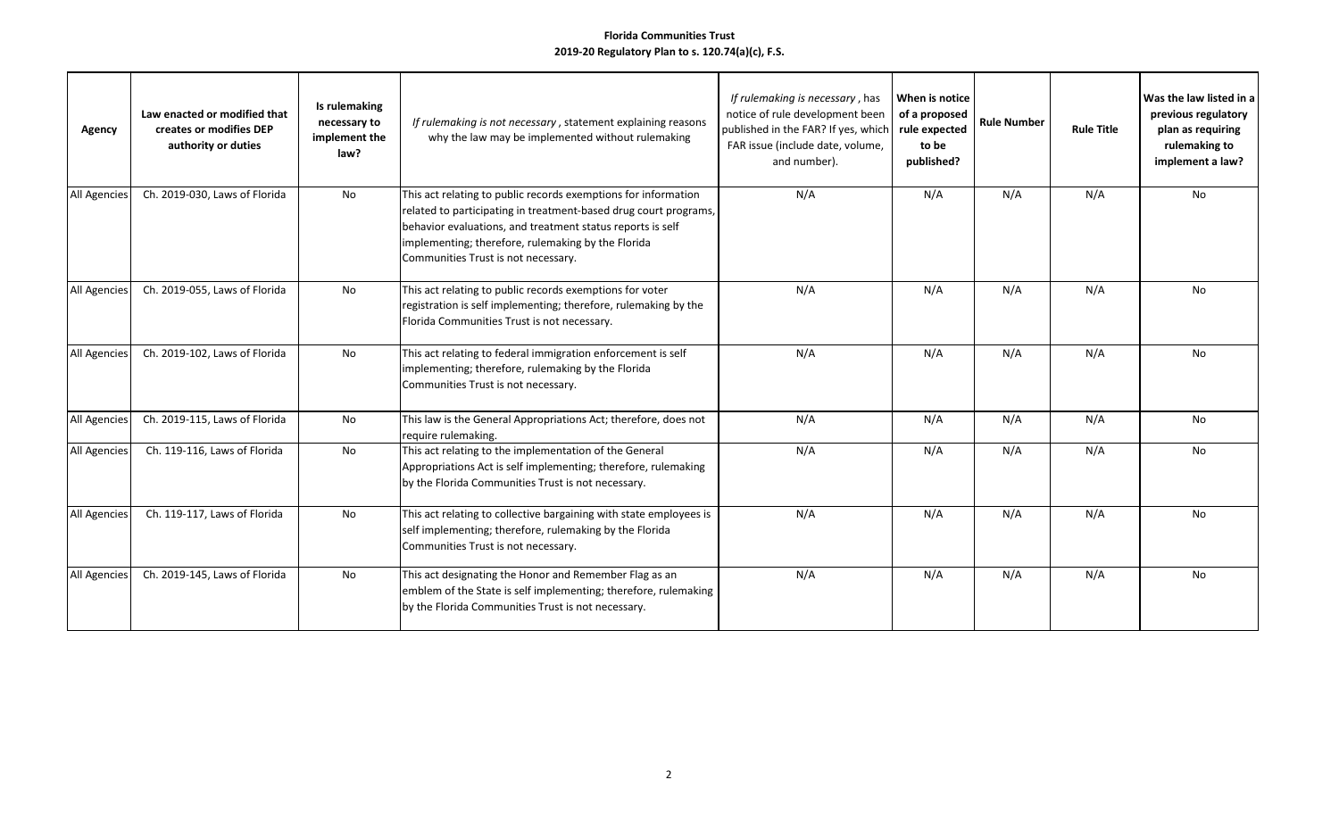**Florida Communities Trust**
**2019-20 Regulatory Plan to s. 120.74(a)(c), F.S.**

| Agency | Law enacted or modified that creates or modifies DEP authority or duties | Is rulemaking necessary to implement the law? | *If rulemaking is not necessary*, statement explaining reasons why the law may be implemented without rulemaking | *If rulemaking is necessary*, has notice of rule development been published in the FAR? If yes, which FAR issue (include date, volume, and number). | When is notice of a proposed rule expected to be published? | Rule Number | Rule Title | Was the law listed in a previous regulatory plan as requiring rulemaking to implement a law? |
|---|---|---|---|---|---|---|---|---|
| All Agencies | Ch. 2019-030, Laws of Florida | No | This act relating to public records exemptions for information related to participating in treatment-based drug court programs, behavior evaluations, and treatment status reports is self implementing; therefore, rulemaking by the Florida Communities Trust is not necessary. | N/A | N/A | N/A | N/A | No |
| All Agencies | Ch. 2019-055, Laws of Florida | No | This act relating to public records exemptions for voter registration is self implementing; therefore, rulemaking by the Florida Communities Trust is not necessary. | N/A | N/A | N/A | N/A | No |
| All Agencies | Ch. 2019-102, Laws of Florida | No | This act relating to federal immigration enforcement is self implementing; therefore, rulemaking by the Florida Communities Trust is not necessary. | N/A | N/A | N/A | N/A | No |
| All Agencies | Ch. 2019-115, Laws of Florida | No | This law is the General Appropriations Act; therefore, does not require rulemaking. | N/A | N/A | N/A | N/A | No |
| All Agencies | Ch. 119-116, Laws of Florida | No | This act relating to the implementation of the General Appropriations Act is self implementing; therefore, rulemaking by the Florida Communities Trust is not necessary. | N/A | N/A | N/A | N/A | No |
| All Agencies | Ch. 119-117, Laws of Florida | No | This act relating to collective bargaining with state employees is self implementing; therefore, rulemaking by the Florida Communities Trust is not necessary. | N/A | N/A | N/A | N/A | No |
| All Agencies | Ch. 2019-145, Laws of Florida | No | This act designating the Honor and Remember Flag as an emblem of the State is self implementing; therefore, rulemaking by the Florida Communities Trust is not necessary. | N/A | N/A | N/A | N/A | No |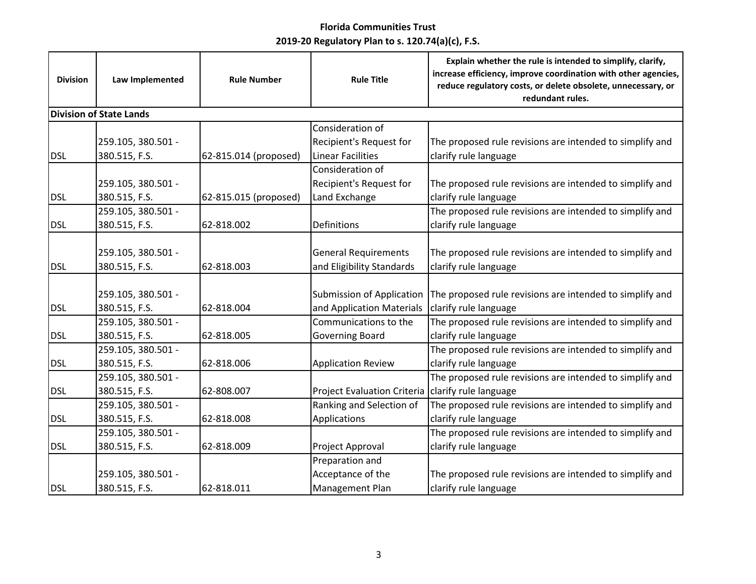**Florida Communities Trust**

**2019-20 Regulatory Plan to s. 120.74(a)(c), F.S.**

| Division | Law Implemented | Rule Number | Rule Title | Explain whether the rule is intended to simplify, clarify, increase efficiency, improve coordination with other agencies, reduce regulatory costs, or delete obsolete, unnecessary, or redundant rules. |
|---|---|---|---|---|
| **Division of State Lands** | | | | |
| DSL | 259.105, 380.501 - 380.515, F.S. | 62-815.014 (proposed) | Consideration of Recipient's Request for Linear Facilities | The proposed rule revisions are intended to simplify and clarify rule language |
| DSL | 259.105, 380.501 - 380.515, F.S. | 62-815.015 (proposed) | Consideration of Recipient's Request for Land Exchange | The proposed rule revisions are intended to simplify and clarify rule language |
| DSL | 259.105, 380.501 - 380.515, F.S. | 62-818.002 | Definitions | The proposed rule revisions are intended to simplify and clarify rule language |
| DSL | 259.105, 380.501 - 380.515, F.S. | 62-818.003 | General Requirements and Eligibility Standards | The proposed rule revisions are intended to simplify and clarify rule language |
| DSL | 259.105, 380.501 - 380.515, F.S. | 62-818.004 | Submission of Application and Application Materials | The proposed rule revisions are intended to simplify and clarify rule language |
| DSL | 259.105, 380.501 - 380.515, F.S. | 62-818.005 | Communications to the Governing Board | The proposed rule revisions are intended to simplify and clarify rule language |
| DSL | 259.105, 380.501 - 380.515, F.S. | 62-818.006 | Application Review | The proposed rule revisions are intended to simplify and clarify rule language |
| DSL | 259.105, 380.501 - 380.515, F.S. | 62-808.007 | Project Evaluation Criteria | The proposed rule revisions are intended to simplify and clarify rule language |
| DSL | 259.105, 380.501 - 380.515, F.S. | 62-818.008 | Ranking and Selection of Applications | The proposed rule revisions are intended to simplify and clarify rule language |
| DSL | 259.105, 380.501 - 380.515, F.S. | 62-818.009 | Project Approval | The proposed rule revisions are intended to simplify and clarify rule language |
| DSL | 259.105, 380.501 - 380.515, F.S. | 62-818.011 | Preparation and Acceptance of the Management Plan | The proposed rule revisions are intended to simplify and clarify rule language |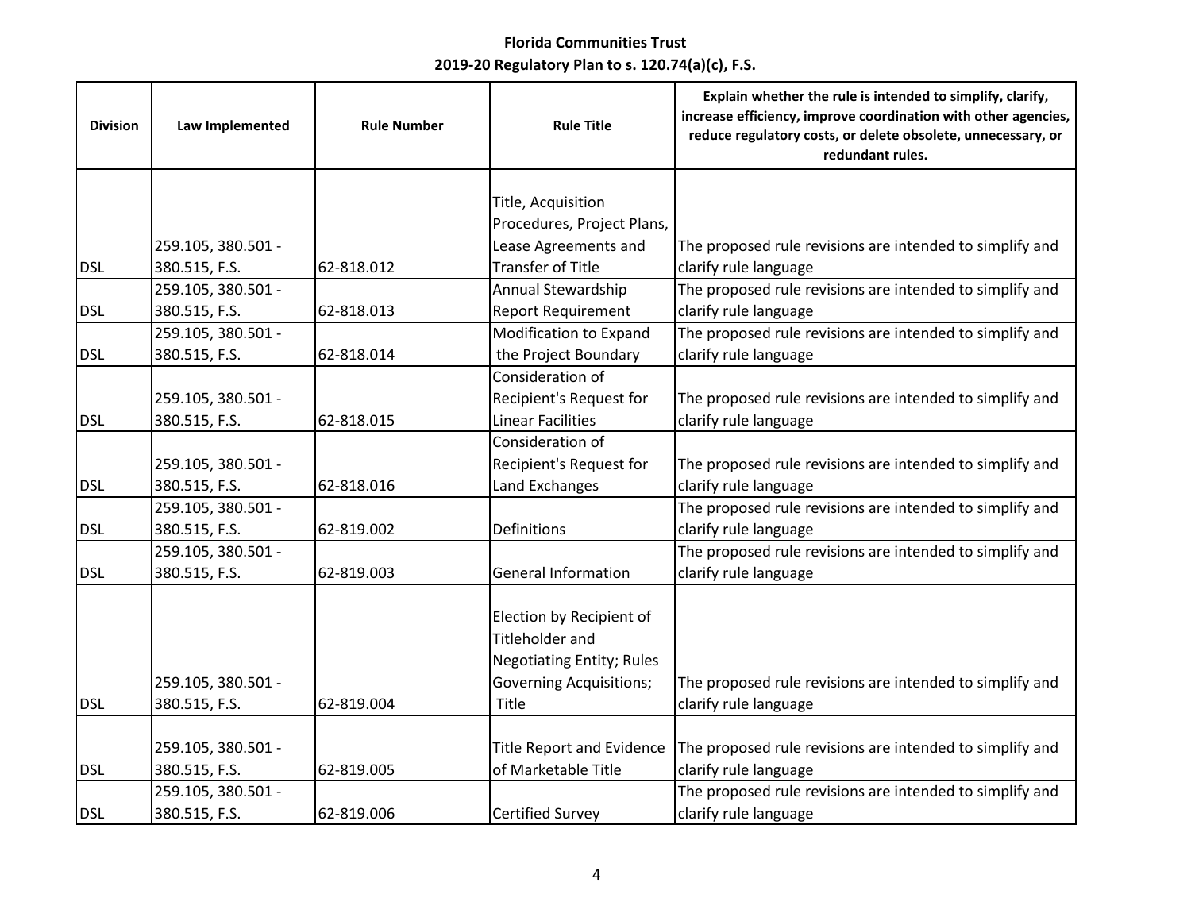**Florida Communities Trust**
**2019-20 Regulatory Plan to s. 120.74(a)(c), F.S.**

| Division | Law Implemented | Rule Number | Rule Title | Explain whether the rule is intended to simplify, clarify, increase efficiency, improve coordination with other agencies, reduce regulatory costs, or delete obsolete, unnecessary, or redundant rules. |
|---|---|---|---|---|
| DSL | 259.105, 380.501 - 380.515, F.S. | 62-818.012 | Title, Acquisition Procedures, Project Plans, Lease Agreements and Transfer of Title | The proposed rule revisions are intended to simplify and clarify rule language |
| DSL | 259.105, 380.501 - 380.515, F.S. | 62-818.013 | Annual Stewardship Report Requirement | The proposed rule revisions are intended to simplify and clarify rule language |
| DSL | 259.105, 380.501 - 380.515, F.S. | 62-818.014 | Modification to Expand the Project Boundary | The proposed rule revisions are intended to simplify and clarify rule language |
| DSL | 259.105, 380.501 - 380.515, F.S. | 62-818.015 | Consideration of Recipient's Request for Linear Facilities | The proposed rule revisions are intended to simplify and clarify rule language |
| DSL | 259.105, 380.501 - 380.515, F.S. | 62-818.016 | Consideration of Recipient's Request for Land Exchanges | The proposed rule revisions are intended to simplify and clarify rule language |
| DSL | 259.105, 380.501 - 380.515, F.S. | 62-819.002 | Definitions | The proposed rule revisions are intended to simplify and clarify rule language |
| DSL | 259.105, 380.501 - 380.515, F.S. | 62-819.003 | General Information | The proposed rule revisions are intended to simplify and clarify rule language |
| DSL | 259.105, 380.501 - 380.515, F.S. | 62-819.004 | Election by Recipient of Titleholder and Negotiating Entity; Rules Governing Acquisitions; Title | The proposed rule revisions are intended to simplify and clarify rule language |
| DSL | 259.105, 380.501 - 380.515, F.S. | 62-819.005 | Title Report and Evidence of Marketable Title | The proposed rule revisions are intended to simplify and clarify rule language |
| DSL | 259.105, 380.501 - 380.515, F.S. | 62-819.006 | Certified Survey | The proposed rule revisions are intended to simplify and clarify rule language |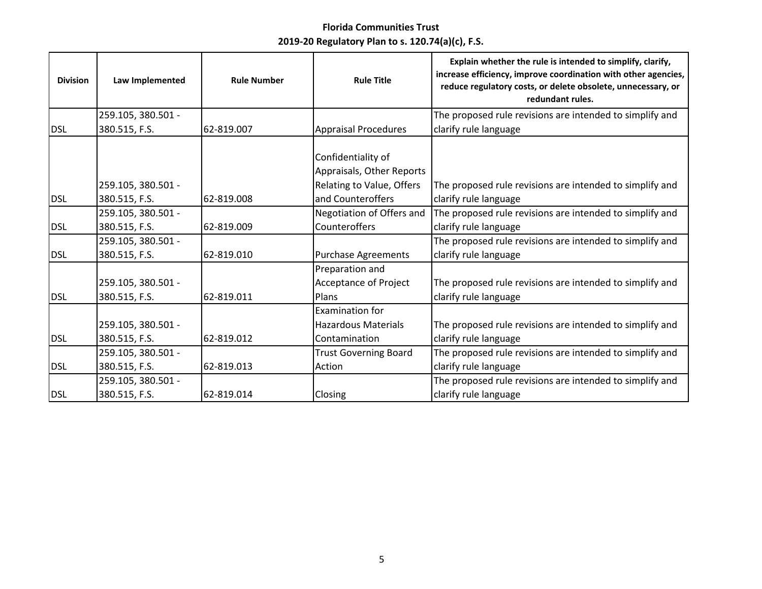**Florida Communities Trust**
**2019-20 Regulatory Plan to s. 120.74(a)(c), F.S.**

| Division | Law Implemented | Rule Number | Rule Title | Explain whether the rule is intended to simplify, clarify, increase efficiency, improve coordination with other agencies, reduce regulatory costs, or delete obsolete, unnecessary, or redundant rules. |
|---|---|---|---|---|
| DSL | 259.105, 380.501 - 380.515, F.S. | 62-819.007 | Appraisal Procedures | The proposed rule revisions are intended to simplify and clarify rule language |
| DSL | 259.105, 380.501 - 380.515, F.S. | 62-819.008 | Confidentiality of Appraisals, Other Reports Relating to Value, Offers and Counteroffers | The proposed rule revisions are intended to simplify and clarify rule language |
| DSL | 259.105, 380.501 - 380.515, F.S. | 62-819.009 | Negotiation of Offers and Counteroffers | The proposed rule revisions are intended to simplify and clarify rule language |
| DSL | 259.105, 380.501 - 380.515, F.S. | 62-819.010 | Purchase Agreements | The proposed rule revisions are intended to simplify and clarify rule language |
| DSL | 259.105, 380.501 - 380.515, F.S. | 62-819.011 | Preparation and Acceptance of Project Plans | The proposed rule revisions are intended to simplify and clarify rule language |
| DSL | 259.105, 380.501 - 380.515, F.S. | 62-819.012 | Examination for Hazardous Materials Contamination | The proposed rule revisions are intended to simplify and clarify rule language |
| DSL | 259.105, 380.501 - 380.515, F.S. | 62-819.013 | Trust Governing Board Action | The proposed rule revisions are intended to simplify and clarify rule language |
| DSL | 259.105, 380.501 - 380.515, F.S. | 62-819.014 | Closing | The proposed rule revisions are intended to simplify and clarify rule language |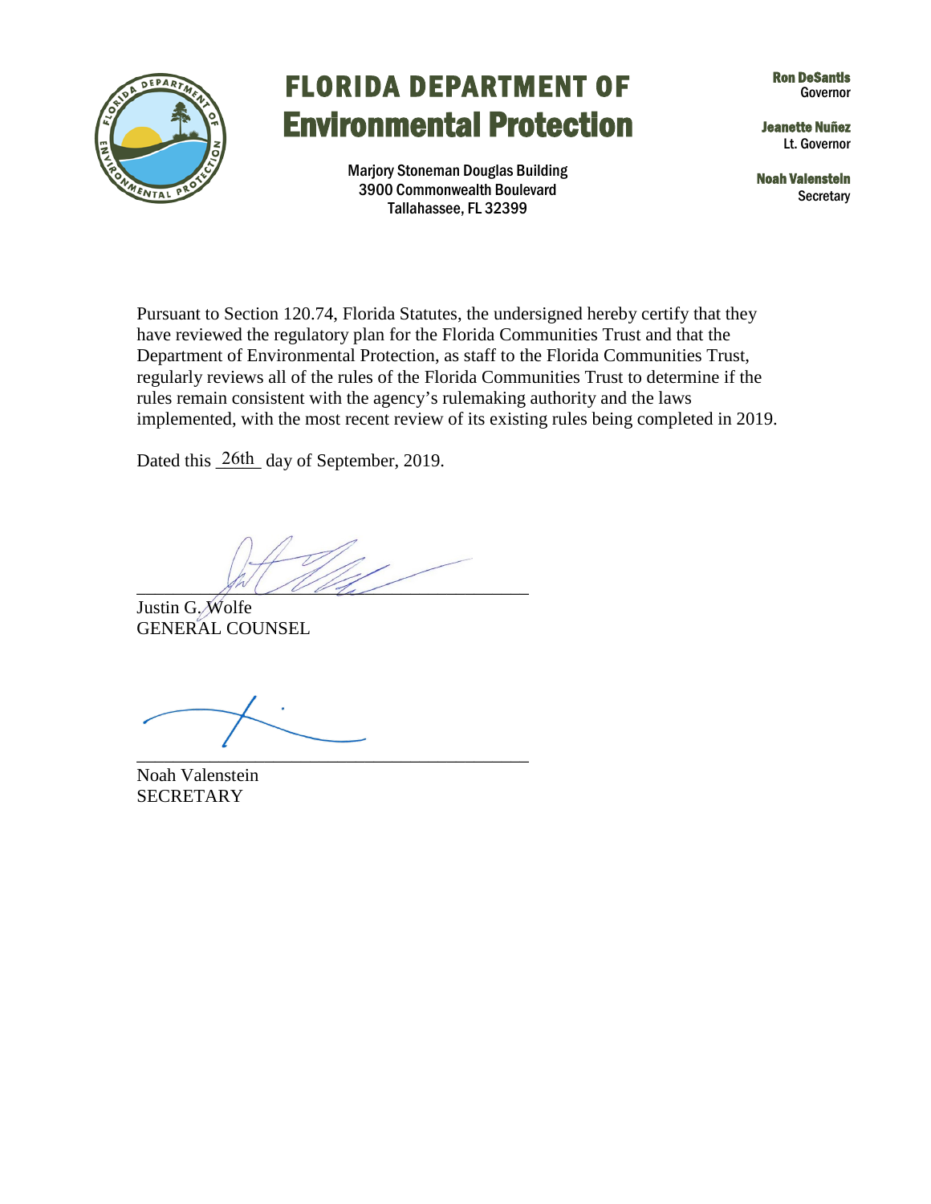# FLORIDA DEPARTMENT OF Environmental Protection

Marjory Stoneman Douglas Building
3900 Commonwealth Boulevard
Tallahassee, FL 32399

**Ron DeSantis**
Governor

**Jeanette Nuñez**
Lt. Governor

**Noah Valenstein**
Secretary

Pursuant to Section 120.74, Florida Statutes, the undersigned hereby certify that they have reviewed the regulatory plan for the Florida Communities Trust and that the Department of Environmental Protection, as staff to the Florida Communities Trust, regularly reviews all of the rules of the Florida Communities Trust to determine if the rules remain consistent with the agency's rulemaking authority and the laws implemented, with the most recent review of its existing rules being completed in 2019.

Dated this 26th day of September, 2019.

Justin G. Wolfe
GENERAL COUNSEL

Noah Valenstein
SECRETARY